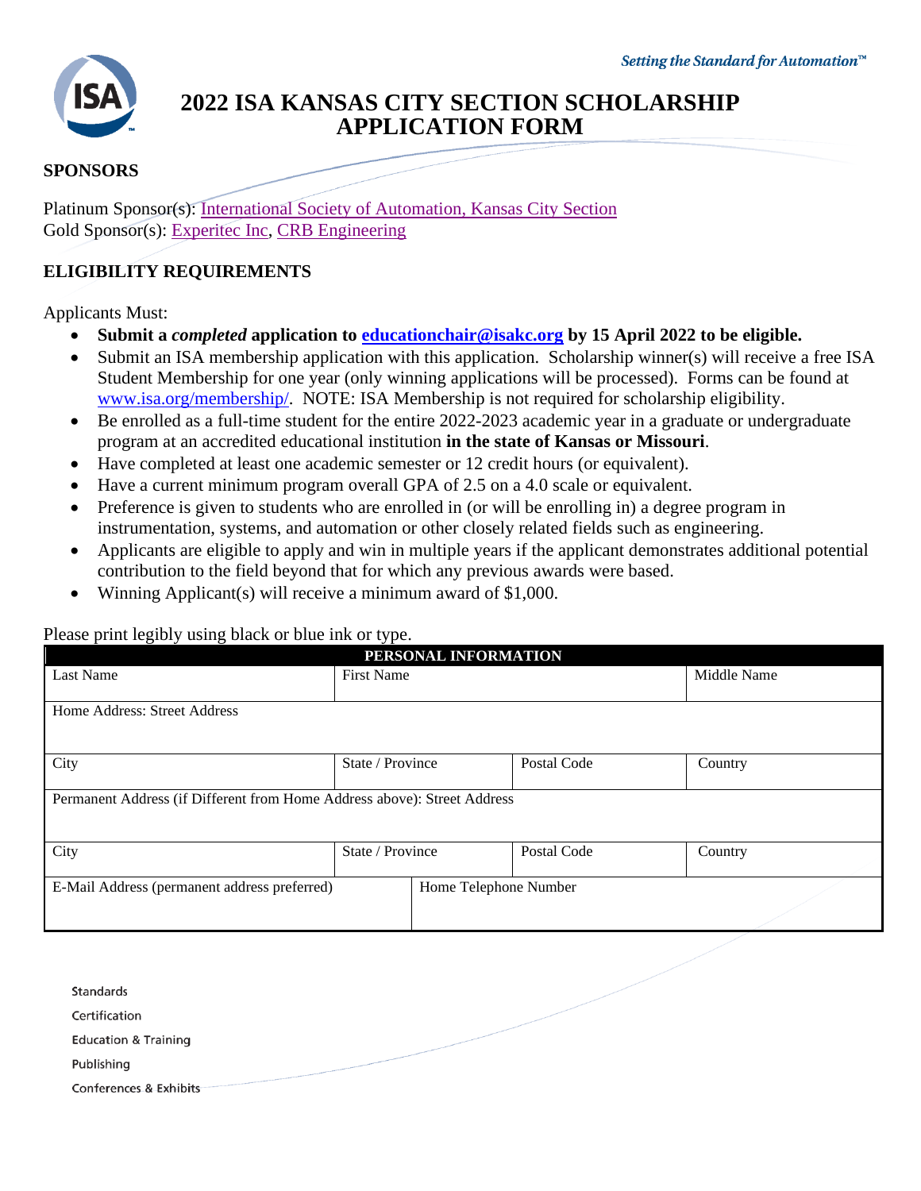Setting the Standard for Automation™

# 2022 ISA KANSAS CITY SECTION SCHOLARSHIP APPLICATION FORM

## SPONSORS

Platinum Sponsor(s): International Society of Automation, Kansas City Section
Gold Sponsor(s): Experitec Inc, CRB Engineering

## ELIGIBILITY REQUIREMENTS

Applicants Must:

- **Submit a *completed* application to educationchair@isakc.org by 15 April 2022 to be eligible.**
- Submit an ISA membership application with this application. Scholarship winner(s) will receive a free ISA Student Membership for one year (only winning applications will be processed). Forms can be found at www.isa.org/membership/. NOTE: ISA Membership is not required for scholarship eligibility.
- Be enrolled as a full-time student for the entire 2022-2023 academic year in a graduate or undergraduate program at an accredited educational institution **in the state of Kansas or Missouri**.
- Have completed at least one academic semester or 12 credit hours (or equivalent).
- Have a current minimum program overall GPA of 2.5 on a 4.0 scale or equivalent.
- Preference is given to students who are enrolled in (or will be enrolling in) a degree program in instrumentation, systems, and automation or other closely related fields such as engineering.
- Applicants are eligible to apply and win in multiple years if the applicant demonstrates additional potential contribution to the field beyond that for which any previous awards were based.
- Winning Applicant(s) will receive a minimum award of $1,000.

Please print legibly using black or blue ink or type.

| PERSONAL INFORMATION | | | |
|---|---|---|---|
| Last Name | First Name | | Middle Name |
| Home Address: Street Address | | | |
| City | State / Province | Postal Code | Country |
| Permanent Address (if Different from Home Address above): Street Address | | | |
| City | State / Province | Postal Code | Country |
| E-Mail Address (permanent address preferred) | Home Telephone Number | | |

Standards
Certification
Education & Training
Publishing
Conferences & Exhibits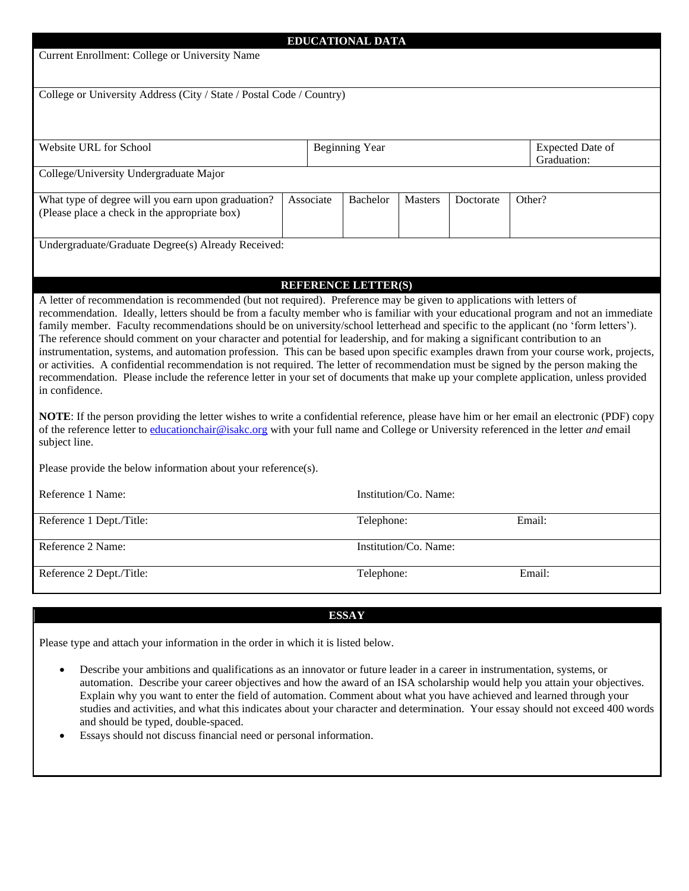## EDUCATIONAL DATA

| Current Enrollment: College or University Name | | | | | | |
|---|---|---|---|---|---|---|
| College or University Address (City / State / Postal Code / Country) | | | | | | |
| Website URL for School | | Beginning Year | | | | Expected Date of Graduation: |
| College/University Undergraduate Major | | | | | | |
| What type of degree will you earn upon graduation? (Please place a check in the appropriate box) | Associate | Bachelor | Masters | Doctorate | Other? | |
| Undergraduate/Graduate Degree(s) Already Received: | | | | | | |

## REFERENCE LETTER(S)

A letter of recommendation is recommended (but not required). Preference may be given to applications with letters of recommendation. Ideally, letters should be from a faculty member who is familiar with your educational program and not an immediate family member. Faculty recommendations should be on university/school letterhead and specific to the applicant (no 'form letters'). The reference should comment on your character and potential for leadership, and for making a significant contribution to an instrumentation, systems, and automation profession. This can be based upon specific examples drawn from your course work, projects, or activities. A confidential recommendation is not required. The letter of recommendation must be signed by the person making the recommendation. Please include the reference letter in your set of documents that make up your complete application, unless provided in confidence.

**NOTE**: If the person providing the letter wishes to write a confidential reference, please have him or her email an electronic (PDF) copy of the reference letter to educationchair@isakc.org with your full name and College or University referenced in the letter *and* email subject line.

Please provide the below information about your reference(s).

| Reference 1 Name: | Institution/Co. Name: | |
|---|---|---|
| Reference 1 Dept./Title: | Telephone: | Email: |
| Reference 2 Name: | Institution/Co. Name: | |
| Reference 2 Dept./Title: | Telephone: | Email: |

## ESSAY

Please type and attach your information in the order in which it is listed below.

- Describe your ambitions and qualifications as an innovator or future leader in a career in instrumentation, systems, or automation. Describe your career objectives and how the award of an ISA scholarship would help you attain your objectives. Explain why you want to enter the field of automation. Comment about what you have achieved and learned through your studies and activities, and what this indicates about your character and determination. Your essay should not exceed 400 words and should be typed, double-spaced.
- Essays should not discuss financial need or personal information.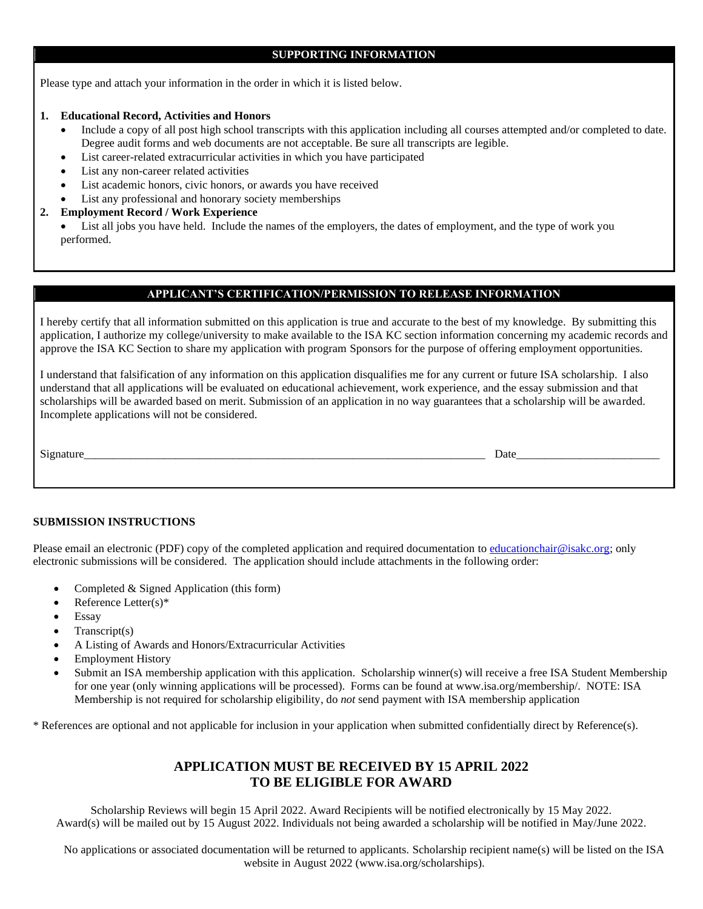## SUPPORTING INFORMATION

Please type and attach your information in the order in which it is listed below.

1. **Educational Record, Activities and Honors**
   - Include a copy of all post high school transcripts with this application including all courses attempted and/or completed to date. Degree audit forms and web documents are not acceptable. Be sure all transcripts are legible.
   - List career-related extracurricular activities in which you have participated
   - List any non-career related activities
   - List academic honors, civic honors, or awards you have received
   - List any professional and honorary society memberships
2. **Employment Record / Work Experience**
   - List all jobs you have held. Include the names of the employers, the dates of employment, and the type of work you performed.

## APPLICANT'S CERTIFICATION/PERMISSION TO RELEASE INFORMATION

I hereby certify that all information submitted on this application is true and accurate to the best of my knowledge. By submitting this application, I authorize my college/university to make available to the ISA KC section information concerning my academic records and approve the ISA KC Section to share my application with program Sponsors for the purpose of offering employment opportunities.

I understand that falsification of any information on this application disqualifies me for any current or future ISA scholarship. I also understand that all applications will be evaluated on educational achievement, work experience, and the essay submission and that scholarships will be awarded based on merit. Submission of an application in no way guarantees that a scholarship will be awarded. Incomplete applications will not be considered.

Signature_______________________________________________________________________ Date_________________________

**SUBMISSION INSTRUCTIONS**

Please email an electronic (PDF) copy of the completed application and required documentation to educationchair@isakc.org; only electronic submissions will be considered. The application should include attachments in the following order:

- Completed & Signed Application (this form)
- Reference Letter(s)*
- Essay
- Transcript(s)
- A Listing of Awards and Honors/Extracurricular Activities
- Employment History
- Submit an ISA membership application with this application. Scholarship winner(s) will receive a free ISA Student Membership for one year (only winning applications will be processed). Forms can be found at www.isa.org/membership/. NOTE: ISA Membership is not required for scholarship eligibility, do *not* send payment with ISA membership application

* References are optional and not applicable for inclusion in your application when submitted confidentially direct by Reference(s).

## APPLICATION MUST BE RECEIVED BY 15 APRIL 2022 TO BE ELIGIBLE FOR AWARD

Scholarship Reviews will begin 15 April 2022. Award Recipients will be notified electronically by 15 May 2022. Award(s) will be mailed out by 15 August 2022. Individuals not being awarded a scholarship will be notified in May/June 2022.

No applications or associated documentation will be returned to applicants. Scholarship recipient name(s) will be listed on the ISA website in August 2022 (www.isa.org/scholarships).